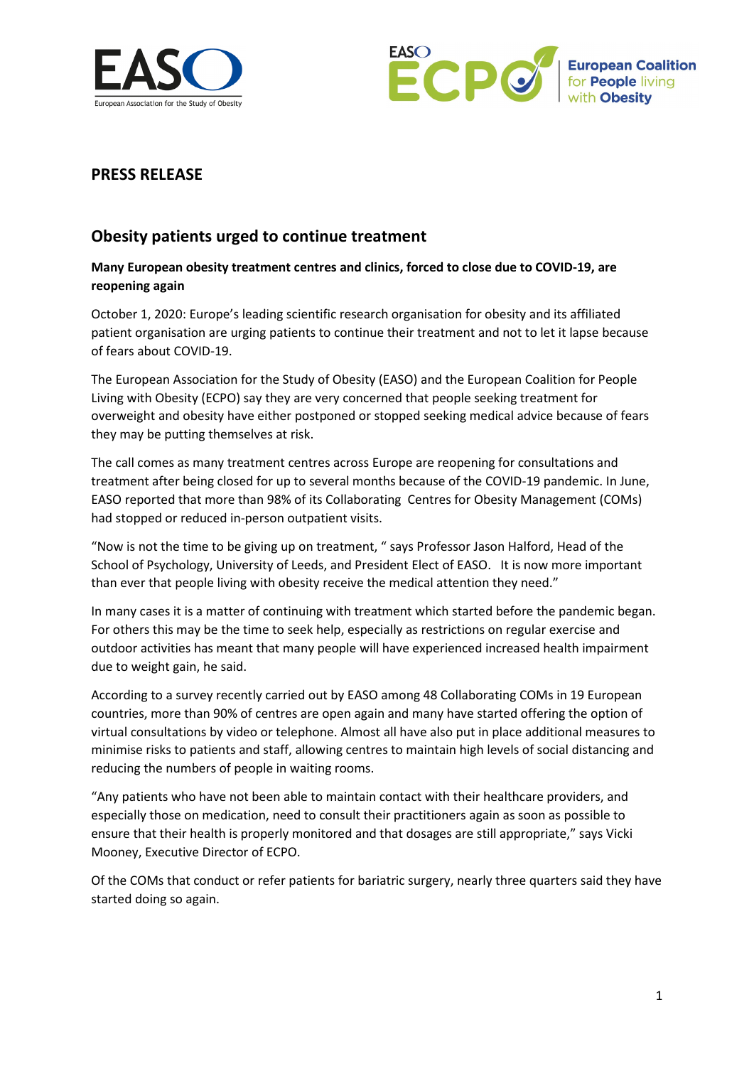## PRESS RELEASE

# Obesity patients urged to continue treatment

**Many European obesity treatment centres and clinics, forced to close due to COVID-19, are reopening again**

October 1, 2020: Europe's leading scientific research organisation for obesity and its affiliated patient organisation are urging patients to continue their treatment and not to let it lapse because of fears about COVID-19.

The European Association for the Study of Obesity (EASO) and the European Coalition for People Living with Obesity (ECPO) say they are very concerned that people seeking treatment for overweight and obesity have either postponed or stopped seeking medical advice because of fears they may be putting themselves at risk.

The call comes as many treatment centres across Europe are reopening for consultations and treatment after being closed for up to several months because of the COVID-19 pandemic. In June, EASO reported that more than 98% of its Collaborating Centres for Obesity Management (COMs) had stopped or reduced in-person outpatient visits.

"Now is not the time to be giving up on treatment, " says Professor Jason Halford, Head of the School of Psychology, University of Leeds, and President Elect of EASO. It is now more important than ever that people living with obesity receive the medical attention they need."

In many cases it is a matter of continuing with treatment which started before the pandemic began. For others this may be the time to seek help, especially as restrictions on regular exercise and outdoor activities has meant that many people will have experienced increased health impairment due to weight gain, he said.

According to a survey recently carried out by EASO among 48 Collaborating COMs in 19 European countries, more than 90% of centres are open again and many have started offering the option of virtual consultations by video or telephone. Almost all have also put in place additional measures to minimise risks to patients and staff, allowing centres to maintain high levels of social distancing and reducing the numbers of people in waiting rooms.

"Any patients who have not been able to maintain contact with their healthcare providers, and especially those on medication, need to consult their practitioners again as soon as possible to ensure that their health is properly monitored and that dosages are still appropriate," says Vicki Mooney, Executive Director of ECPO.

Of the COMs that conduct or refer patients for bariatric surgery, nearly three quarters said they have started doing so again.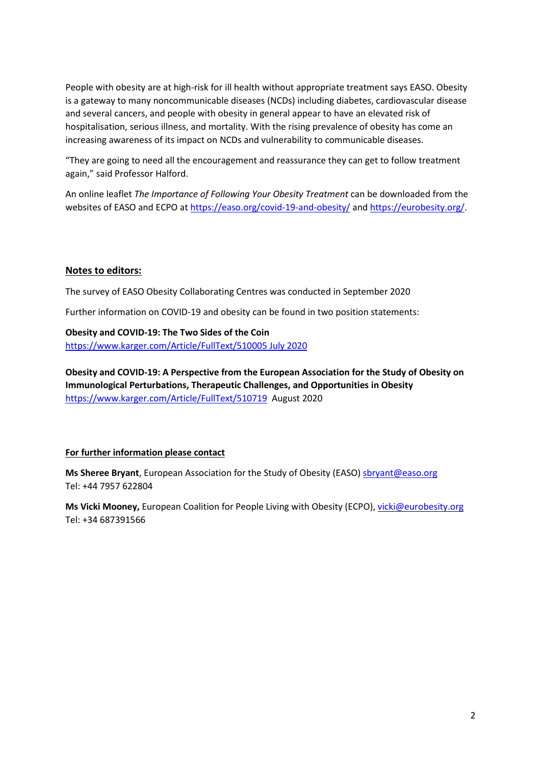People with obesity are at high-risk for ill health without appropriate treatment says EASO. Obesity is a gateway to many noncommunicable diseases (NCDs) including diabetes, cardiovascular disease and several cancers, and people with obesity in general appear to have an elevated risk of hospitalisation, serious illness, and mortality. With the rising prevalence of obesity has come an increasing awareness of its impact on NCDs and vulnerability to communicable diseases.

"They are going to need all the encouragement and reassurance they can get to follow treatment again," said Professor Halford.

An online leaflet *The Importance of Following Your Obesity Treatment* can be downloaded from the websites of EASO and ECPO at https://easo.org/covid-19-and-obesity/ and https://eurobesity.org/.

**Notes to editors:**

The survey of EASO Obesity Collaborating Centres was conducted in September 2020

Further information on COVID-19 and obesity can be found in two position statements:

**Obesity and COVID-19: The Two Sides of the Coin**
https://www.karger.com/Article/FullText/510005 July 2020

**Obesity and COVID-19: A Perspective from the European Association for the Study of Obesity on Immunological Perturbations, Therapeutic Challenges, and Opportunities in Obesity**
https://www.karger.com/Article/FullText/510719 August 2020

**For further information please contact**

**Ms Sheree Bryant**, European Association for the Study of Obesity (EASO) sbryant@easo.org
Tel: +44 7957 622804

**Ms Vicki Mooney,** European Coalition for People Living with Obesity (ECPO), vicki@eurobesity.org
Tel: +34 687391566